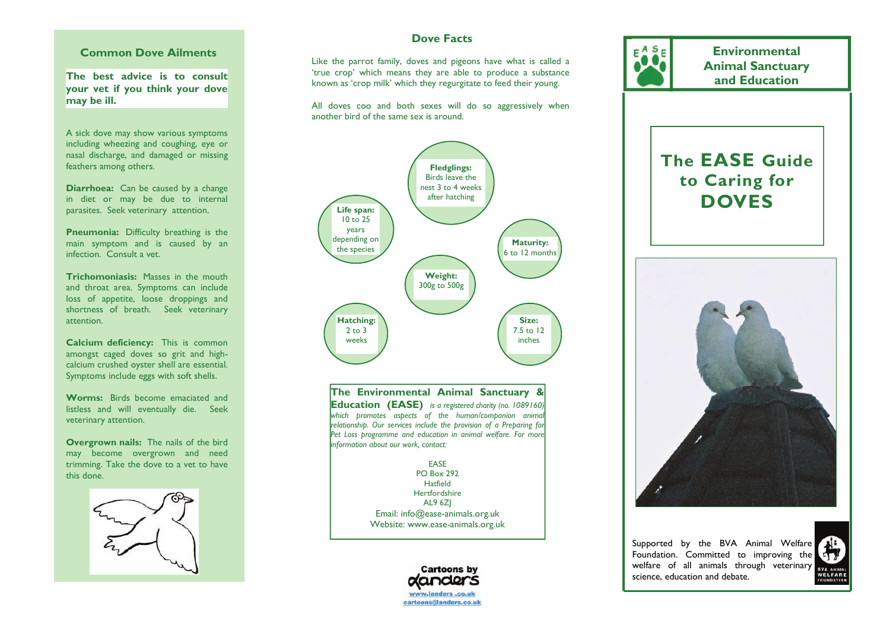## Common Dove Ailments

**The best advice is to consult your vet if you think your dove may be ill.**

A sick dove may show various symptoms including wheezing and coughing, eye or nasal discharge, and damaged or missing feathers among others.

**Diarrhoea:** Can be caused by a change in diet or may be due to internal parasites. Seek veterinary attention.

**Pneumonia:** Difficulty breathing is the main symptom and is caused by an infection. Consult a vet.

**Trichomoniasis:** Masses in the mouth and throat area. Symptoms can include loss of appetite, loose droppings and shortness of breath. Seek veterinary attention.

**Calcium deficiency:** This is common amongst caged doves so grit and high-calcium crushed oyster shell are essential. Symptoms include eggs with soft shells.

**Worms:** Birds become emaciated and listless and will eventually die. Seek veterinary attention.

**Overgrown nails:** The nails of the bird may become overgrown and need trimming. Take the dove to a vet to have this done.

## Dove Facts

Like the parrot family, doves and pigeons have what is called a 'true crop' which means they are able to produce a substance known as 'crop milk' which they regurgitate to feed their young.

All doves coo and both sexes will do so aggressively when another bird of the same sex is around.

- **Fledglings:** Birds leave the nest 3 to 4 weeks after hatching
- **Life span:** 10 to 25 years depending on the species
- **Maturity:** 6 to 12 months
- **Weight:** 300g to 500g
- **Hatching:** 2 to 3 weeks
- **Size:** 7.5 to 12 inches

**The Environmental Animal Sanctuary & Education (EASE)** *is a registered charity (no. 1089160) which promotes aspects of the human/companion animal relationship. Our services include the provision of a Preparing for Pet Loss programme and education in animal welfare. For more information about our work, contact:*

EASE
PO Box 292
Hatfield
Hertfordshire
AL9 6ZJ
Email: info@ease-animals.org.uk
Website: www.ease-animals.org.uk

Cartoons by Landers
www.landers.co.uk
cartoons@landers.co.uk

## Environmental Animal Sanctuary and Education

# The EASE Guide to Caring for DOVES

Supported by the BVA Animal Welfare Foundation. Committed to improving the welfare of all animals through veterinary science, education and debate.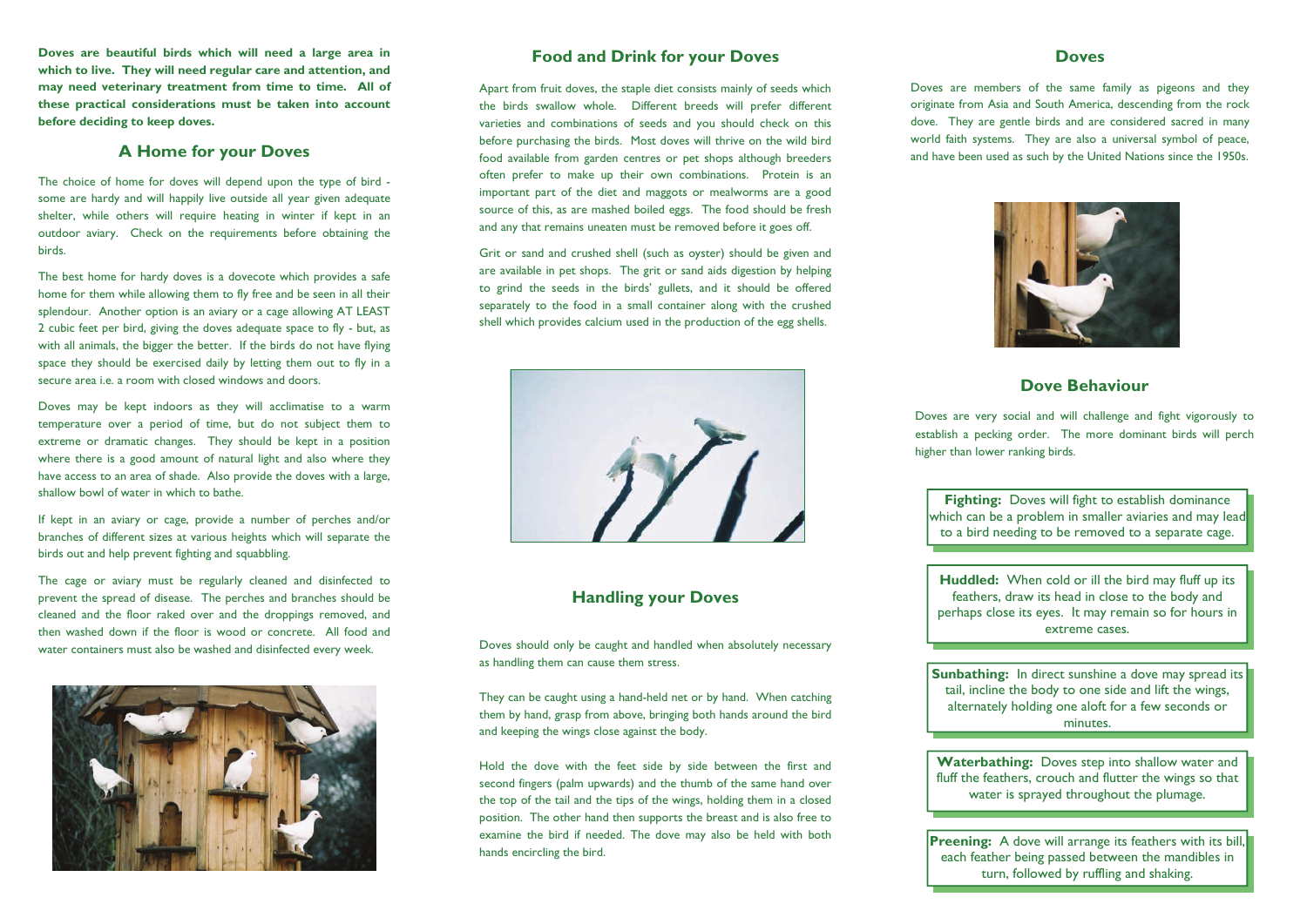**Doves are beautiful birds which will need a large area in which to live. They will need regular care and attention, and may need veterinary treatment from time to time. All of these practical considerations must be taken into account before deciding to keep doves.**

## A Home for your Doves

The choice of home for doves will depend upon the type of bird - some are hardy and will happily live outside all year given adequate shelter, while others will require heating in winter if kept in an outdoor aviary. Check on the requirements before obtaining the birds.

The best home for hardy doves is a dovecote which provides a safe home for them while allowing them to fly free and be seen in all their splendour. Another option is an aviary or a cage allowing AT LEAST 2 cubic feet per bird, giving the doves adequate space to fly - but, as with all animals, the bigger the better. If the birds do not have flying space they should be exercised daily by letting them out to fly in a secure area i.e. a room with closed windows and doors.

Doves may be kept indoors as they will acclimatise to a warm temperature over a period of time, but do not subject them to extreme or dramatic changes. They should be kept in a position where there is a good amount of natural light and also where they have access to an area of shade. Also provide the doves with a large, shallow bowl of water in which to bathe.

If kept in an aviary or cage, provide a number of perches and/or branches of different sizes at various heights which will separate the birds out and help prevent fighting and squabbling.

The cage or aviary must be regularly cleaned and disinfected to prevent the spread of disease. The perches and branches should be cleaned and the floor raked over and the droppings removed, and then washed down if the floor is wood or concrete. All food and water containers must also be washed and disinfected every week.

## Food and Drink for your Doves

Apart from fruit doves, the staple diet consists mainly of seeds which the birds swallow whole. Different breeds will prefer different varieties and combinations of seeds and you should check on this before purchasing the birds. Most doves will thrive on the wild bird food available from garden centres or pet shops although breeders often prefer to make up their own combinations. Protein is an important part of the diet and maggots or mealworms are a good source of this, as are mashed boiled eggs. The food should be fresh and any that remains uneaten must be removed before it goes off.

Grit or sand and crushed shell (such as oyster) should be given and are available in pet shops. The grit or sand aids digestion by helping to grind the seeds in the birds' gullets, and it should be offered separately to the food in a small container along with the crushed shell which provides calcium used in the production of the egg shells.

## Handling your Doves

Doves should only be caught and handled when absolutely necessary as handling them can cause them stress.

They can be caught using a hand-held net or by hand. When catching them by hand, grasp from above, bringing both hands around the bird and keeping the wings close against the body.

Hold the dove with the feet side by side between the first and second fingers (palm upwards) and the thumb of the same hand over the top of the tail and the tips of the wings, holding them in a closed position. The other hand then supports the breast and is also free to examine the bird if needed. The dove may also be held with both hands encircling the bird.

## Doves

Doves are members of the same family as pigeons and they originate from Asia and South America, descending from the rock dove. They are gentle birds and are considered sacred in many world faith systems. They are also a universal symbol of peace, and have been used as such by the United Nations since the 1950s.

## Dove Behaviour

Doves are very social and will challenge and fight vigorously to establish a pecking order. The more dominant birds will perch higher than lower ranking birds.

**Fighting:** Doves will fight to establish dominance which can be a problem in smaller aviaries and may lead to a bird needing to be removed to a separate cage.

**Huddled:** When cold or ill the bird may fluff up its feathers, draw its head in close to the body and perhaps close its eyes. It may remain so for hours in extreme cases.

**Sunbathing:** In direct sunshine a dove may spread its tail, incline the body to one side and lift the wings, alternately holding one aloft for a few seconds or minutes.

**Waterbathing:** Doves step into shallow water and fluff the feathers, crouch and flutter the wings so that water is sprayed throughout the plumage.

**Preening:** A dove will arrange its feathers with its bill, each feather being passed between the mandibles in turn, followed by ruffling and shaking.